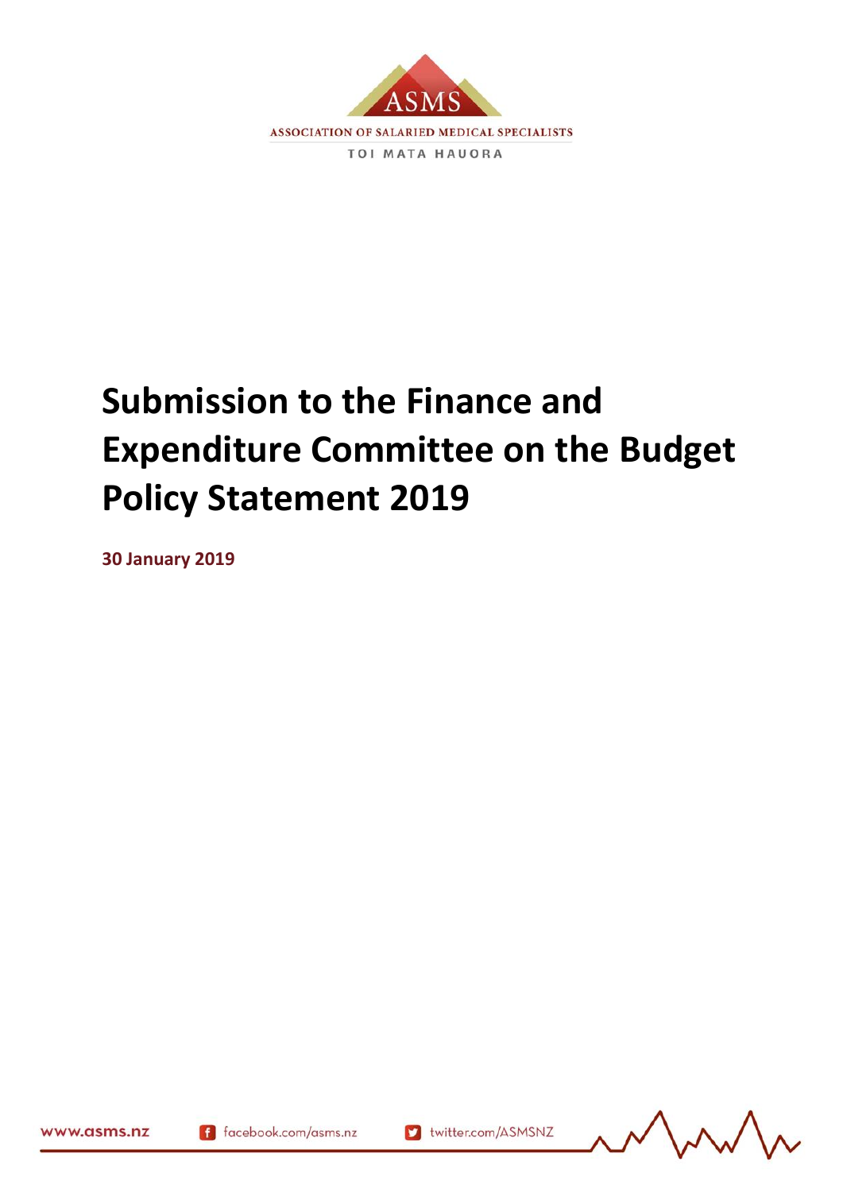ASMS

ASSOCIATION OF SALARIED MEDICAL SPECIALISTS

TOI MATA HAUORA

# Submission to the Finance and Expenditure Committee on the Budget Policy Statement 2019

**30 January 2019**

www.asms.nz facebook.com/asms.nz twitter.com/ASMSNZ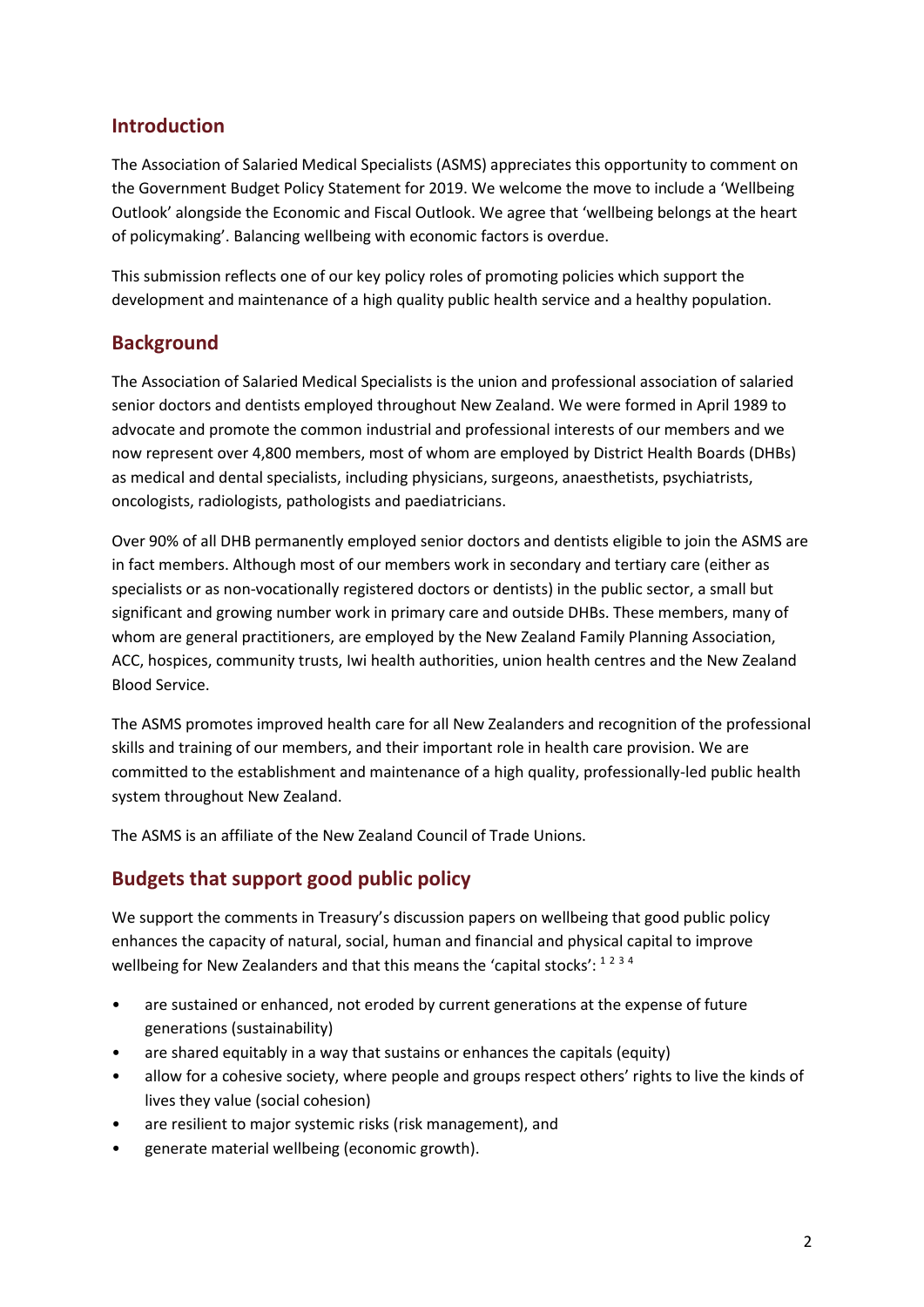## Introduction

The Association of Salaried Medical Specialists (ASMS) appreciates this opportunity to comment on the Government Budget Policy Statement for 2019. We welcome the move to include a 'Wellbeing Outlook' alongside the Economic and Fiscal Outlook. We agree that 'wellbeing belongs at the heart of policymaking'. Balancing wellbeing with economic factors is overdue.

This submission reflects one of our key policy roles of promoting policies which support the development and maintenance of a high quality public health service and a healthy population.

## Background

The Association of Salaried Medical Specialists is the union and professional association of salaried senior doctors and dentists employed throughout New Zealand. We were formed in April 1989 to advocate and promote the common industrial and professional interests of our members and we now represent over 4,800 members, most of whom are employed by District Health Boards (DHBs) as medical and dental specialists, including physicians, surgeons, anaesthetists, psychiatrists, oncologists, radiologists, pathologists and paediatricians.

Over 90% of all DHB permanently employed senior doctors and dentists eligible to join the ASMS are in fact members. Although most of our members work in secondary and tertiary care (either as specialists or as non-vocationally registered doctors or dentists) in the public sector, a small but significant and growing number work in primary care and outside DHBs. These members, many of whom are general practitioners, are employed by the New Zealand Family Planning Association, ACC, hospices, community trusts, Iwi health authorities, union health centres and the New Zealand Blood Service.

The ASMS promotes improved health care for all New Zealanders and recognition of the professional skills and training of our members, and their important role in health care provision. We are committed to the establishment and maintenance of a high quality, professionally-led public health system throughout New Zealand.

The ASMS is an affiliate of the New Zealand Council of Trade Unions.

## Budgets that support good public policy

We support the comments in Treasury's discussion papers on wellbeing that good public policy enhances the capacity of natural, social, human and financial and physical capital to improve wellbeing for New Zealanders and that this means the 'capital stocks':[1] [2] [3] [4]

- are sustained or enhanced, not eroded by current generations at the expense of future generations (sustainability)
- are shared equitably in a way that sustains or enhances the capitals (equity)
- allow for a cohesive society, where people and groups respect others' rights to live the kinds of lives they value (social cohesion)
- are resilient to major systemic risks (risk management), and
- generate material wellbeing (economic growth).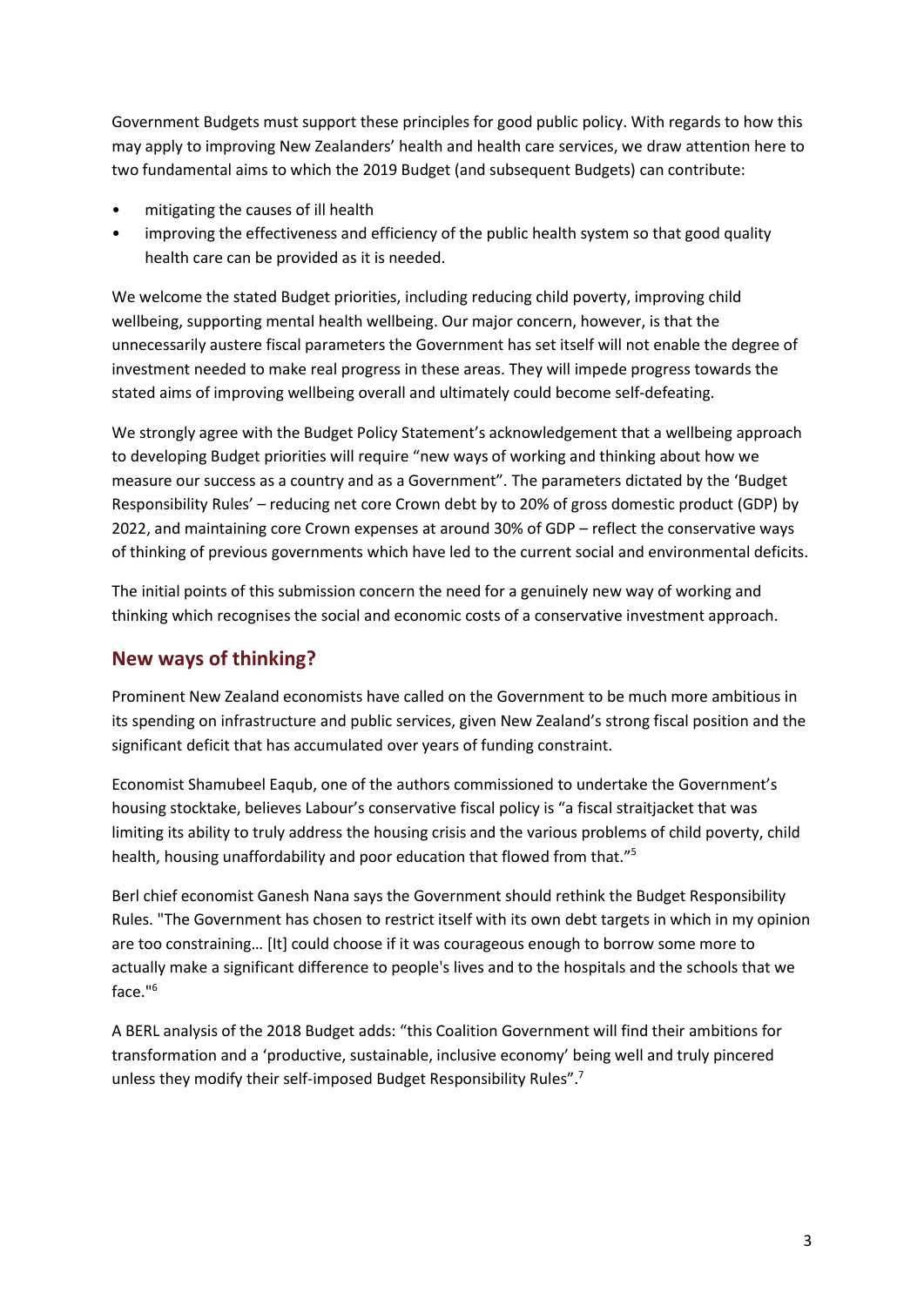Government Budgets must support these principles for good public policy. With regards to how this may apply to improving New Zealanders' health and health care services, we draw attention here to two fundamental aims to which the 2019 Budget (and subsequent Budgets) can contribute:

- mitigating the causes of ill health
- improving the effectiveness and efficiency of the public health system so that good quality health care can be provided as it is needed.

We welcome the stated Budget priorities, including reducing child poverty, improving child wellbeing, supporting mental health wellbeing. Our major concern, however, is that the unnecessarily austere fiscal parameters the Government has set itself will not enable the degree of investment needed to make real progress in these areas. They will impede progress towards the stated aims of improving wellbeing overall and ultimately could become self-defeating.

We strongly agree with the Budget Policy Statement's acknowledgement that a wellbeing approach to developing Budget priorities will require "new ways of working and thinking about how we measure our success as a country and as a Government". The parameters dictated by the 'Budget Responsibility Rules' – reducing net core Crown debt by to 20% of gross domestic product (GDP) by 2022, and maintaining core Crown expenses at around 30% of GDP – reflect the conservative ways of thinking of previous governments which have led to the current social and environmental deficits.

The initial points of this submission concern the need for a genuinely new way of working and thinking which recognises the social and economic costs of a conservative investment approach.

## New ways of thinking?

Prominent New Zealand economists have called on the Government to be much more ambitious in its spending on infrastructure and public services, given New Zealand's strong fiscal position and the significant deficit that has accumulated over years of funding constraint.

Economist Shamubeel Eaqub, one of the authors commissioned to undertake the Government's housing stocktake, believes Labour's conservative fiscal policy is "a fiscal straitjacket that was limiting its ability to truly address the housing crisis and the various problems of child poverty, child health, housing unaffordability and poor education that flowed from that."[5]

Berl chief economist Ganesh Nana says the Government should rethink the Budget Responsibility Rules. "The Government has chosen to restrict itself with its own debt targets in which in my opinion are too constraining… [It] could choose if it was courageous enough to borrow some more to actually make a significant difference to people's lives and to the hospitals and the schools that we face."[6]

A BERL analysis of the 2018 Budget adds: "this Coalition Government will find their ambitions for transformation and a 'productive, sustainable, inclusive economy' being well and truly pincered unless they modify their self-imposed Budget Responsibility Rules".[7]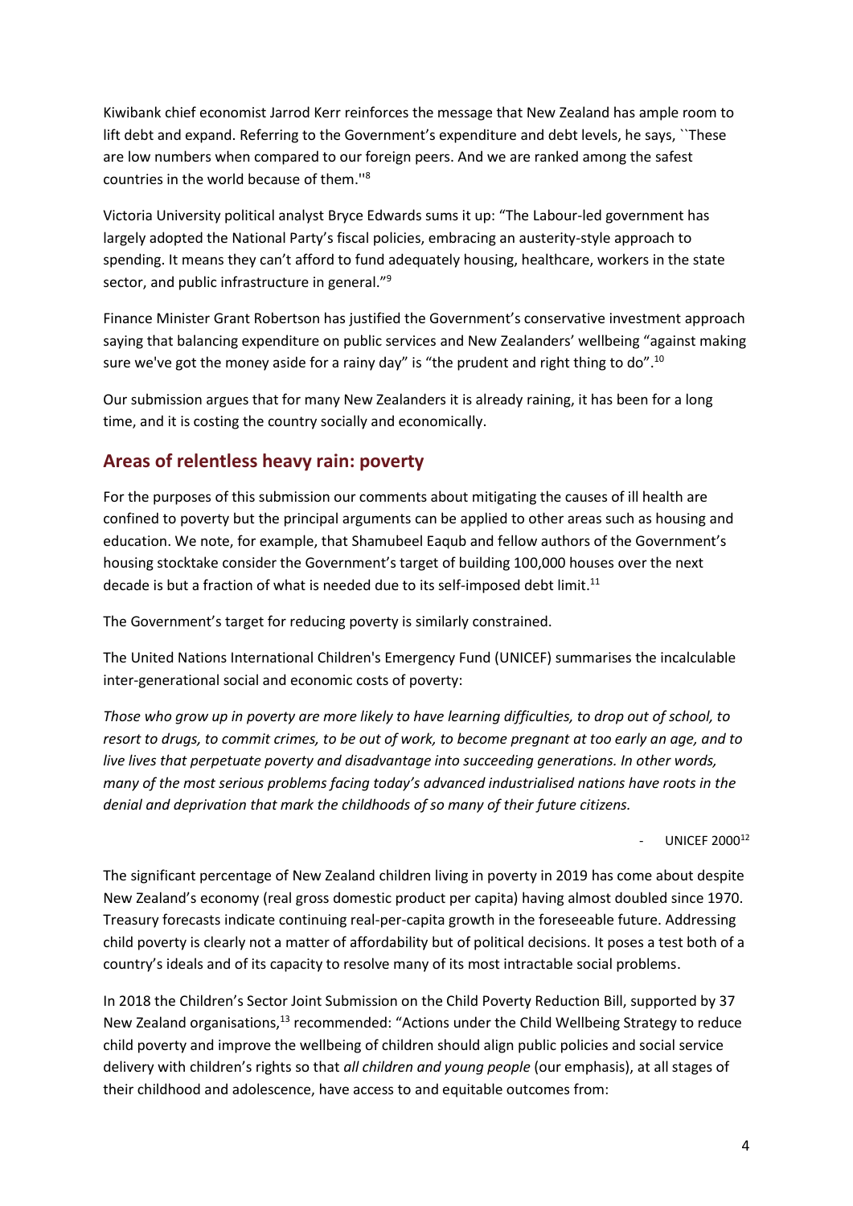Kiwibank chief economist Jarrod Kerr reinforces the message that New Zealand has ample room to lift debt and expand. Referring to the Government's expenditure and debt levels, he says, ``These are low numbers when compared to our foreign peers. And we are ranked among the safest countries in the world because of them.''[8]

Victoria University political analyst Bryce Edwards sums it up: "The Labour-led government has largely adopted the National Party's fiscal policies, embracing an austerity-style approach to spending. It means they can't afford to fund adequately housing, healthcare, workers in the state sector, and public infrastructure in general."[9]

Finance Minister Grant Robertson has justified the Government's conservative investment approach saying that balancing expenditure on public services and New Zealanders' wellbeing "against making sure we've got the money aside for a rainy day" is "the prudent and right thing to do".[10]

Our submission argues that for many New Zealanders it is already raining, it has been for a long time, and it is costing the country socially and economically.

## Areas of relentless heavy rain: poverty

For the purposes of this submission our comments about mitigating the causes of ill health are confined to poverty but the principal arguments can be applied to other areas such as housing and education. We note, for example, that Shamubeel Eaqub and fellow authors of the Government's housing stocktake consider the Government's target of building 100,000 houses over the next decade is but a fraction of what is needed due to its self-imposed debt limit.[11]

The Government's target for reducing poverty is similarly constrained.

The United Nations International Children's Emergency Fund (UNICEF) summarises the incalculable inter-generational social and economic costs of poverty:

*Those who grow up in poverty are more likely to have learning difficulties, to drop out of school, to resort to drugs, to commit crimes, to be out of work, to become pregnant at too early an age, and to live lives that perpetuate poverty and disadvantage into succeeding generations. In other words, many of the most serious problems facing today's advanced industrialised nations have roots in the denial and deprivation that mark the childhoods of so many of their future citizens.*

- UNICEF 2000[12]

The significant percentage of New Zealand children living in poverty in 2019 has come about despite New Zealand's economy (real gross domestic product per capita) having almost doubled since 1970. Treasury forecasts indicate continuing real-per-capita growth in the foreseeable future. Addressing child poverty is clearly not a matter of affordability but of political decisions. It poses a test both of a country's ideals and of its capacity to resolve many of its most intractable social problems.

In 2018 the Children's Sector Joint Submission on the Child Poverty Reduction Bill, supported by 37 New Zealand organisations,[13] recommended: "Actions under the Child Wellbeing Strategy to reduce child poverty and improve the wellbeing of children should align public policies and social service delivery with children's rights so that *all children and young people* (our emphasis), at all stages of their childhood and adolescence, have access to and equitable outcomes from: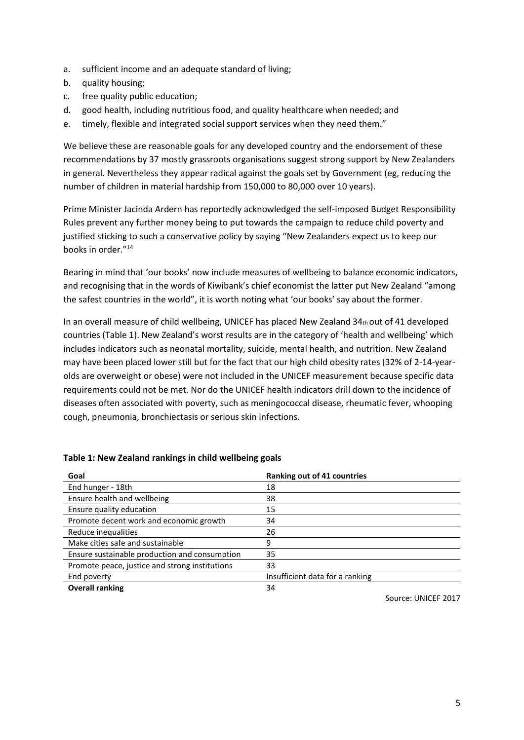a. sufficient income and an adequate standard of living;
b. quality housing;
c. free quality public education;
d. good health, including nutritious food, and quality healthcare when needed; and
e. timely, flexible and integrated social support services when they need them."

We believe these are reasonable goals for any developed country and the endorsement of these recommendations by 37 mostly grassroots organisations suggest strong support by New Zealanders in general. Nevertheless they appear radical against the goals set by Government (eg, reducing the number of children in material hardship from 150,000 to 80,000 over 10 years).

Prime Minister Jacinda Ardern has reportedly acknowledged the self-imposed Budget Responsibility Rules prevent any further money being to put towards the campaign to reduce child poverty and justified sticking to such a conservative policy by saying "New Zealanders expect us to keep our books in order."[14]

Bearing in mind that 'our books' now include measures of wellbeing to balance economic indicators, and recognising that in the words of Kiwibank's chief economist the latter put New Zealand "among the safest countries in the world", it is worth noting what 'our books' say about the former.

In an overall measure of child wellbeing, UNICEF has placed New Zealand 34th out of 41 developed countries (Table 1). New Zealand's worst results are in the category of 'health and wellbeing' which includes indicators such as neonatal mortality, suicide, mental health, and nutrition. New Zealand may have been placed lower still but for the fact that our high child obesity rates (32% of 2-14-year-olds are overweight or obese) were not included in the UNICEF measurement because specific data requirements could not be met. Nor do the UNICEF health indicators drill down to the incidence of diseases often associated with poverty, such as meningococcal disease, rheumatic fever, whooping cough, pneumonia, bronchiectasis or serious skin infections.

**Table 1: New Zealand rankings in child wellbeing goals**

| Goal | Ranking out of 41 countries |
|---|---|
| End hunger - 18th | 18 |
| Ensure health and wellbeing | 38 |
| Ensure quality education | 15 |
| Promote decent work and economic growth | 34 |
| Reduce inequalities | 26 |
| Make cities safe and sustainable | 9 |
| Ensure sustainable production and consumption | 35 |
| Promote peace, justice and strong institutions | 33 |
| End poverty | Insufficient data for a ranking |
| **Overall ranking** | 34 |

Source: UNICEF 2017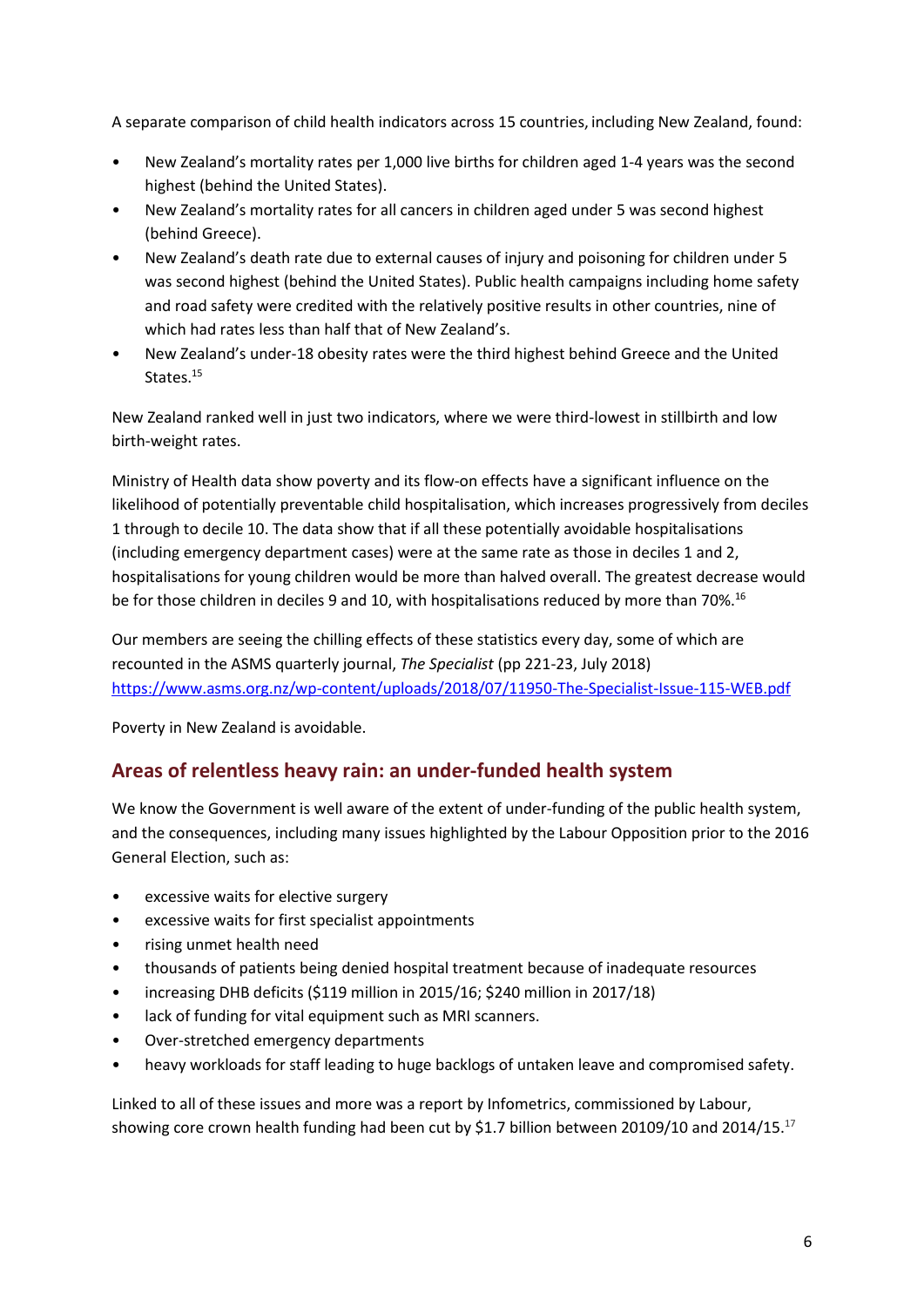A separate comparison of child health indicators across 15 countries, including New Zealand, found:

- New Zealand's mortality rates per 1,000 live births for children aged 1-4 years was the second highest (behind the United States).
- New Zealand's mortality rates for all cancers in children aged under 5 was second highest (behind Greece).
- New Zealand's death rate due to external causes of injury and poisoning for children under 5 was second highest (behind the United States). Public health campaigns including home safety and road safety were credited with the relatively positive results in other countries, nine of which had rates less than half that of New Zealand's.
- New Zealand's under-18 obesity rates were the third highest behind Greece and the United States.[15]

New Zealand ranked well in just two indicators, where we were third-lowest in stillbirth and low birth-weight rates.

Ministry of Health data show poverty and its flow-on effects have a significant influence on the likelihood of potentially preventable child hospitalisation, which increases progressively from deciles 1 through to decile 10. The data show that if all these potentially avoidable hospitalisations (including emergency department cases) were at the same rate as those in deciles 1 and 2, hospitalisations for young children would be more than halved overall. The greatest decrease would be for those children in deciles 9 and 10, with hospitalisations reduced by more than 70%.[16]

Our members are seeing the chilling effects of these statistics every day, some of which are recounted in the ASMS quarterly journal, *The Specialist* (pp 221-23, July 2018) https://www.asms.org.nz/wp-content/uploads/2018/07/11950-The-Specialist-Issue-115-WEB.pdf

Poverty in New Zealand is avoidable.

## Areas of relentless heavy rain: an under-funded health system

We know the Government is well aware of the extent of under-funding of the public health system, and the consequences, including many issues highlighted by the Labour Opposition prior to the 2016 General Election, such as:

- excessive waits for elective surgery
- excessive waits for first specialist appointments
- rising unmet health need
- thousands of patients being denied hospital treatment because of inadequate resources
- increasing DHB deficits ($119 million in 2015/16; $240 million in 2017/18)
- lack of funding for vital equipment such as MRI scanners.
- Over-stretched emergency departments
- heavy workloads for staff leading to huge backlogs of untaken leave and compromised safety.

Linked to all of these issues and more was a report by Infometrics, commissioned by Labour, showing core crown health funding had been cut by $1.7 billion between 20109/10 and 2014/15.[17]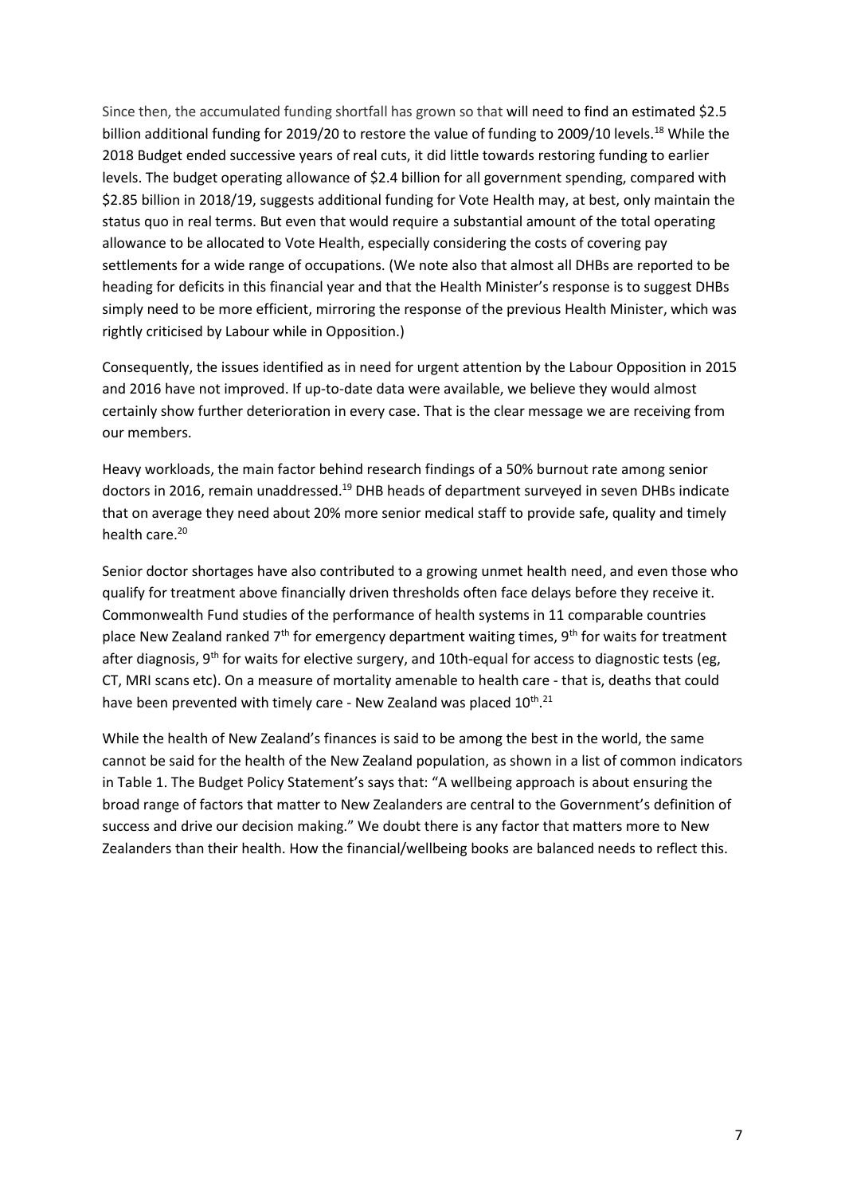Since then, the accumulated funding shortfall has grown so that will need to find an estimated $2.5 billion additional funding for 2019/20 to restore the value of funding to 2009/10 levels.[18] While the 2018 Budget ended successive years of real cuts, it did little towards restoring funding to earlier levels. The budget operating allowance of $2.4 billion for all government spending, compared with $2.85 billion in 2018/19, suggests additional funding for Vote Health may, at best, only maintain the status quo in real terms. But even that would require a substantial amount of the total operating allowance to be allocated to Vote Health, especially considering the costs of covering pay settlements for a wide range of occupations. (We note also that almost all DHBs are reported to be heading for deficits in this financial year and that the Health Minister's response is to suggest DHBs simply need to be more efficient, mirroring the response of the previous Health Minister, which was rightly criticised by Labour while in Opposition.)

Consequently, the issues identified as in need for urgent attention by the Labour Opposition in 2015 and 2016 have not improved. If up-to-date data were available, we believe they would almost certainly show further deterioration in every case. That is the clear message we are receiving from our members.

Heavy workloads, the main factor behind research findings of a 50% burnout rate among senior doctors in 2016, remain unaddressed.[19] DHB heads of department surveyed in seven DHBs indicate that on average they need about 20% more senior medical staff to provide safe, quality and timely health care.[20]

Senior doctor shortages have also contributed to a growing unmet health need, and even those who qualify for treatment above financially driven thresholds often face delays before they receive it. Commonwealth Fund studies of the performance of health systems in 11 comparable countries place New Zealand ranked 7th for emergency department waiting times, 9th for waits for treatment after diagnosis, 9th for waits for elective surgery, and 10th-equal for access to diagnostic tests (eg, CT, MRI scans etc). On a measure of mortality amenable to health care - that is, deaths that could have been prevented with timely care - New Zealand was placed 10th.[21]

While the health of New Zealand's finances is said to be among the best in the world, the same cannot be said for the health of the New Zealand population, as shown in a list of common indicators in Table 1. The Budget Policy Statement's says that: "A wellbeing approach is about ensuring the broad range of factors that matter to New Zealanders are central to the Government's definition of success and drive our decision making." We doubt there is any factor that matters more to New Zealanders than their health. How the financial/wellbeing books are balanced needs to reflect this.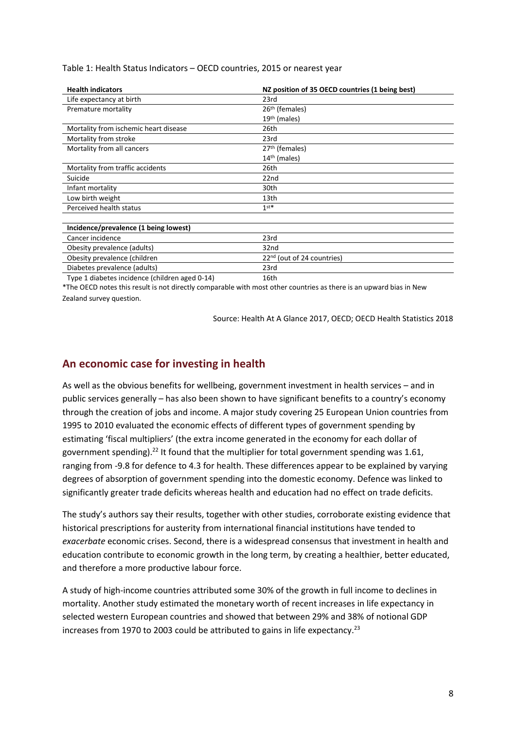Table 1: Health Status Indicators – OECD countries, 2015 or nearest year

| Health indicators | NZ position of 35 OECD countries (1 being best) |
| --- | --- |
| Life expectancy at birth | 23rd |
| Premature mortality | 26th (females)<br>19th (males) |
| Mortality from ischemic heart disease | 26th |
| Mortality from stroke | 23rd |
| Mortality from all cancers | 27th (females)<br>14th (males) |
| Mortality from traffic accidents | 26th |
| Suicide | 22nd |
| Infant mortality | 30th |
| Low birth weight | 13th |
| Perceived health status | 1st* |
| **Incidence/prevalence (1 being lowest)** | |
| Cancer incidence | 23rd |
| Obesity prevalence (adults) | 32nd |
| Obesity prevalence (children | 22nd (out of 24 countries) |
| Diabetes prevalence (adults) | 23rd |
| Type 1 diabetes incidence (children aged 0-14) | 16th |

*The OECD notes this result is not directly comparable with most other countries as there is an upward bias in New Zealand survey question.

Source: Health At A Glance 2017, OECD; OECD Health Statistics 2018

## An economic case for investing in health

As well as the obvious benefits for wellbeing, government investment in health services – and in public services generally – has also been shown to have significant benefits to a country's economy through the creation of jobs and income. A major study covering 25 European Union countries from 1995 to 2010 evaluated the economic effects of different types of government spending by estimating 'fiscal multipliers' (the extra income generated in the economy for each dollar of government spending).[22] It found that the multiplier for total government spending was 1.61, ranging from -9.8 for defence to 4.3 for health. These differences appear to be explained by varying degrees of absorption of government spending into the domestic economy. Defence was linked to significantly greater trade deficits whereas health and education had no effect on trade deficits.

The study's authors say their results, together with other studies, corroborate existing evidence that historical prescriptions for austerity from international financial institutions have tended to *exacerbate* economic crises. Second, there is a widespread consensus that investment in health and education contribute to economic growth in the long term, by creating a healthier, better educated, and therefore a more productive labour force.

A study of high-income countries attributed some 30% of the growth in full income to declines in mortality. Another study estimated the monetary worth of recent increases in life expectancy in selected western European countries and showed that between 29% and 38% of notional GDP increases from 1970 to 2003 could be attributed to gains in life expectancy.[23]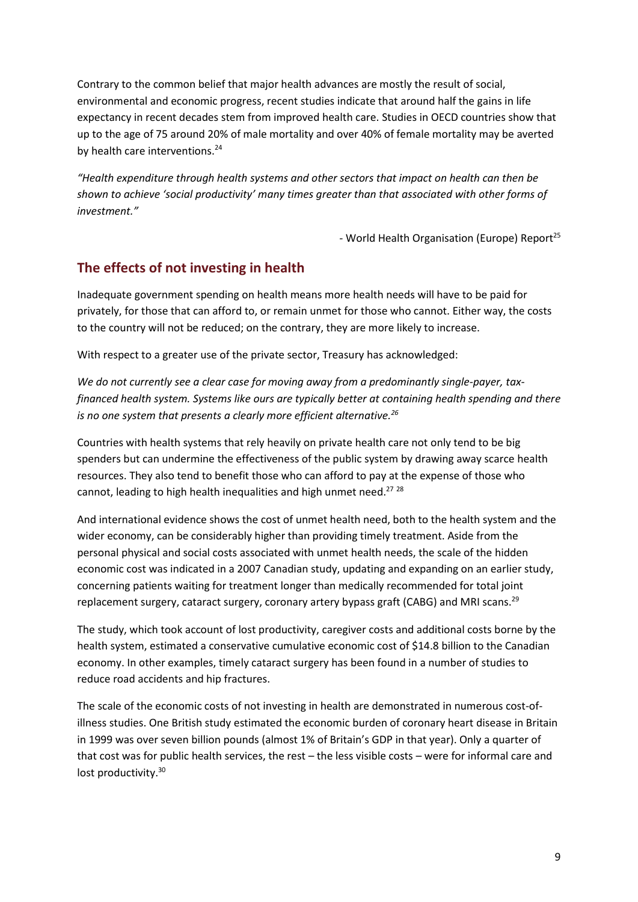Contrary to the common belief that major health advances are mostly the result of social, environmental and economic progress, recent studies indicate that around half the gains in life expectancy in recent decades stem from improved health care. Studies in OECD countries show that up to the age of 75 around 20% of male mortality and over 40% of female mortality may be averted by health care interventions.[24]

*"Health expenditure through health systems and other sectors that impact on health can then be shown to achieve 'social productivity' many times greater than that associated with other forms of investment."*

- World Health Organisation (Europe) Report[25]

## The effects of not investing in health

Inadequate government spending on health means more health needs will have to be paid for privately, for those that can afford to, or remain unmet for those who cannot. Either way, the costs to the country will not be reduced; on the contrary, they are more likely to increase.

With respect to a greater use of the private sector, Treasury has acknowledged:

*We do not currently see a clear case for moving away from a predominantly single-payer, tax-financed health system. Systems like ours are typically better at containing health spending and there is no one system that presents a clearly more efficient alternative.*[26]

Countries with health systems that rely heavily on private health care not only tend to be big spenders but can undermine the effectiveness of the public system by drawing away scarce health resources. They also tend to benefit those who can afford to pay at the expense of those who cannot, leading to high health inequalities and high unmet need.[27] [28]

And international evidence shows the cost of unmet health need, both to the health system and the wider economy, can be considerably higher than providing timely treatment. Aside from the personal physical and social costs associated with unmet health needs, the scale of the hidden economic cost was indicated in a 2007 Canadian study, updating and expanding on an earlier study, concerning patients waiting for treatment longer than medically recommended for total joint replacement surgery, cataract surgery, coronary artery bypass graft (CABG) and MRI scans.[29]

The study, which took account of lost productivity, caregiver costs and additional costs borne by the health system, estimated a conservative cumulative economic cost of $14.8 billion to the Canadian economy. In other examples, timely cataract surgery has been found in a number of studies to reduce road accidents and hip fractures.

The scale of the economic costs of not investing in health are demonstrated in numerous cost-of-illness studies. One British study estimated the economic burden of coronary heart disease in Britain in 1999 was over seven billion pounds (almost 1% of Britain's GDP in that year). Only a quarter of that cost was for public health services, the rest – the less visible costs – were for informal care and lost productivity.[30]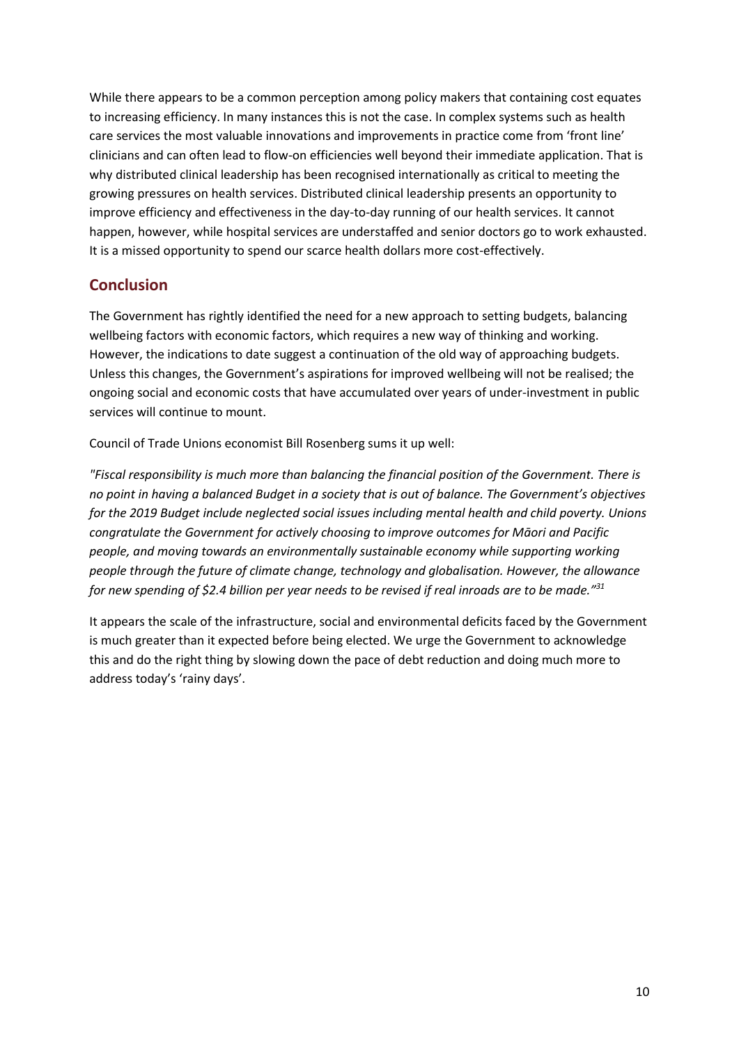While there appears to be a common perception among policy makers that containing cost equates to increasing efficiency. In many instances this is not the case. In complex systems such as health care services the most valuable innovations and improvements in practice come from 'front line' clinicians and can often lead to flow-on efficiencies well beyond their immediate application. That is why distributed clinical leadership has been recognised internationally as critical to meeting the growing pressures on health services. Distributed clinical leadership presents an opportunity to improve efficiency and effectiveness in the day-to-day running of our health services. It cannot happen, however, while hospital services are understaffed and senior doctors go to work exhausted. It is a missed opportunity to spend our scarce health dollars more cost-effectively.

## Conclusion

The Government has rightly identified the need for a new approach to setting budgets, balancing wellbeing factors with economic factors, which requires a new way of thinking and working. However, the indications to date suggest a continuation of the old way of approaching budgets. Unless this changes, the Government's aspirations for improved wellbeing will not be realised; the ongoing social and economic costs that have accumulated over years of under-investment in public services will continue to mount.

Council of Trade Unions economist Bill Rosenberg sums it up well:

*"Fiscal responsibility is much more than balancing the financial position of the Government. There is no point in having a balanced Budget in a society that is out of balance. The Government's objectives for the 2019 Budget include neglected social issues including mental health and child poverty. Unions congratulate the Government for actively choosing to improve outcomes for Māori and Pacific people, and moving towards an environmentally sustainable economy while supporting working people through the future of climate change, technology and globalisation. However, the allowance for new spending of $2.4 billion per year needs to be revised if real inroads are to be made."*[31]

It appears the scale of the infrastructure, social and environmental deficits faced by the Government is much greater than it expected before being elected. We urge the Government to acknowledge this and do the right thing by slowing down the pace of debt reduction and doing much more to address today's 'rainy days'.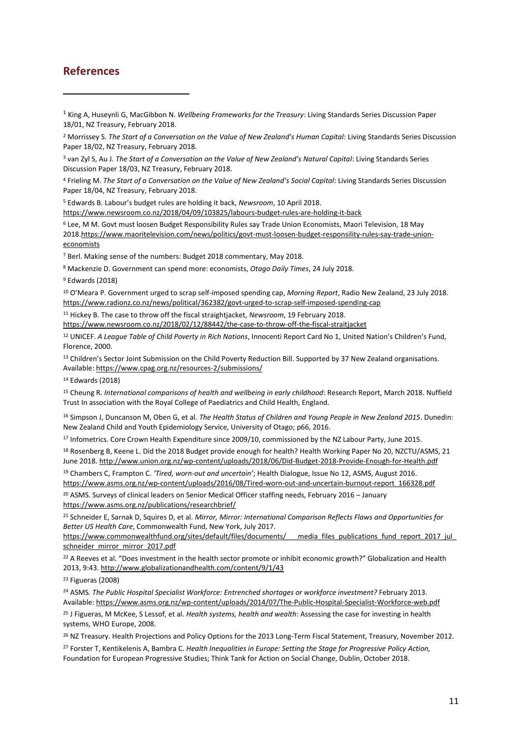## References

[1] King A, Huseynli G, MacGibbon N. *Wellbeing Frameworks for the Treasury*: Living Standards Series Discussion Paper 18/01, NZ Treasury, February 2018.

[2] Morrissey S. *The Start of a Conversation on the Value of New Zealand's Human Capital*: Living Standards Series Discussion Paper 18/02, NZ Treasury, February 2018.

[3] van Zyl S, Au J. *The Start of a Conversation on the Value of New Zealand's Natural Capital*: Living Standards Series Discussion Paper 18/03, NZ Treasury, February 2018.

[4] Frieling M. *The Start of a Conversation on the Value of New Zealand's Social Capital*: Living Standards Series Discussion Paper 18/04, NZ Treasury, February 2018.

[5] Edwards B. Labour's budget rules are holding it back, *Newsroom*, 10 April 2018. https://www.newsroom.co.nz/2018/04/09/103825/labours-budget-rules-are-holding-it-back

[6] Lee, M M. Govt must loosen Budget Responsibility Rules say Trade Union Economists, Maori Television, 18 May 2018.https://www.maoritelevision.com/news/politics/govt-must-loosen-budget-responsibility-rules-say-trade-union-economists

[7] Berl. Making sense of the numbers: Budget 2018 commentary, May 2018.

[8] Mackenzie D. Government can spend more: economists, *Otago Daily Times*, 24 July 2018.

[9] Edwards (2018)

[10] O'Meara P. Government urged to scrap self-imposed spending cap, *Morning Report*, Radio New Zealand, 23 July 2018. https://www.radionz.co.nz/news/political/362382/govt-urged-to-scrap-self-imposed-spending-cap

[11] Hickey B. The case to throw off the fiscal straightjacket, *Newsroom*, 19 February 2018. https://www.newsroom.co.nz/2018/02/12/88442/the-case-to-throw-off-the-fiscal-straitjacket

[12] UNICEF. *A League Table of Child Poverty in Rich Nations*, Innocenti Report Card No 1, United Nation's Children's Fund, Florence, 2000.

[13] Children's Sector Joint Submission on the Child Poverty Reduction Bill. Supported by 37 New Zealand organisations. Available: https://www.cpag.org.nz/resources-2/submissions/

[14] Edwards (2018)

[15] Cheung R. *International comparisons of health and wellbeing in early childhood*: Research Report, March 2018. Nuffield Trust In association with the Royal College of Paediatrics and Child Health, England.

[16] Simpson J, Duncanson M, Oben G, et al. *The Health Status of Children and Young People in New Zealand 2015*. Dunedin: New Zealand Child and Youth Epidemiology Service, University of Otago; p66, 2016.

[17] Infometrics. Core Crown Health Expenditure since 2009/10, commissioned by the NZ Labour Party, June 2015.

[18] Rosenberg B, Keene L. Did the 2018 Budget provide enough for health? Health Working Paper No 20, NZCTU/ASMS, 21 June 2018. http://www.union.org.nz/wp-content/uploads/2018/06/Did-Budget-2018-Provide-Enough-for-Health.pdf

[19] Chambers C, Frampton C. *'Tired, worn-out and uncertain'*; Health Dialogue, Issue No 12, ASMS, August 2016. https://www.asms.org.nz/wp-content/uploads/2016/08/Tired-worn-out-and-uncertain-burnout-report_166328.pdf

[20] ASMS. Surveys of clinical leaders on Senior Medical Officer staffing needs, February 2016 – January https://www.asms.org.nz/publications/researchbrief/

[21] Schneider E, Sarnak D, Squires D, et al. *Mirror, Mirror: International Comparison Reflects Flaws and Opportunities for Better US Health Care*, Commonwealth Fund, New York, July 2017. https://www.commonwealthfund.org/sites/default/files/documents/___media_files_publications_fund_report_2017_jul_schneider_mirror_mirror_2017.pdf

[22] A Reeves et al. "Does investment in the health sector promote or inhibit economic growth?" Globalization and Health 2013, 9:43. http://www.globalizationandhealth.com/content/9/1/43

[23] Figueras (2008)

[24] ASMS. *The Public Hospital Specialist Workforce: Entrenched shortages or workforce investment?* February 2013. Available: https://www.asms.org.nz/wp-content/uploads/2014/07/The-Public-Hospital-Specialist-Workforce-web.pdf

[25] J Figueras, M McKee, S Lessof, et al. *Health systems, health and wealth*: Assessing the case for investing in health systems, WHO Europe, 2008.

[26] NZ Treasury. Health Projections and Policy Options for the 2013 Long-Term Fiscal Statement, Treasury, November 2012.

[27] Forster T, Kentikelenis A, Bambra C. *Health Inequalities in Europe: Setting the Stage for Progressive Policy Action,* Foundation for European Progressive Studies; Think Tank for Action on Social Change, Dublin, October 2018.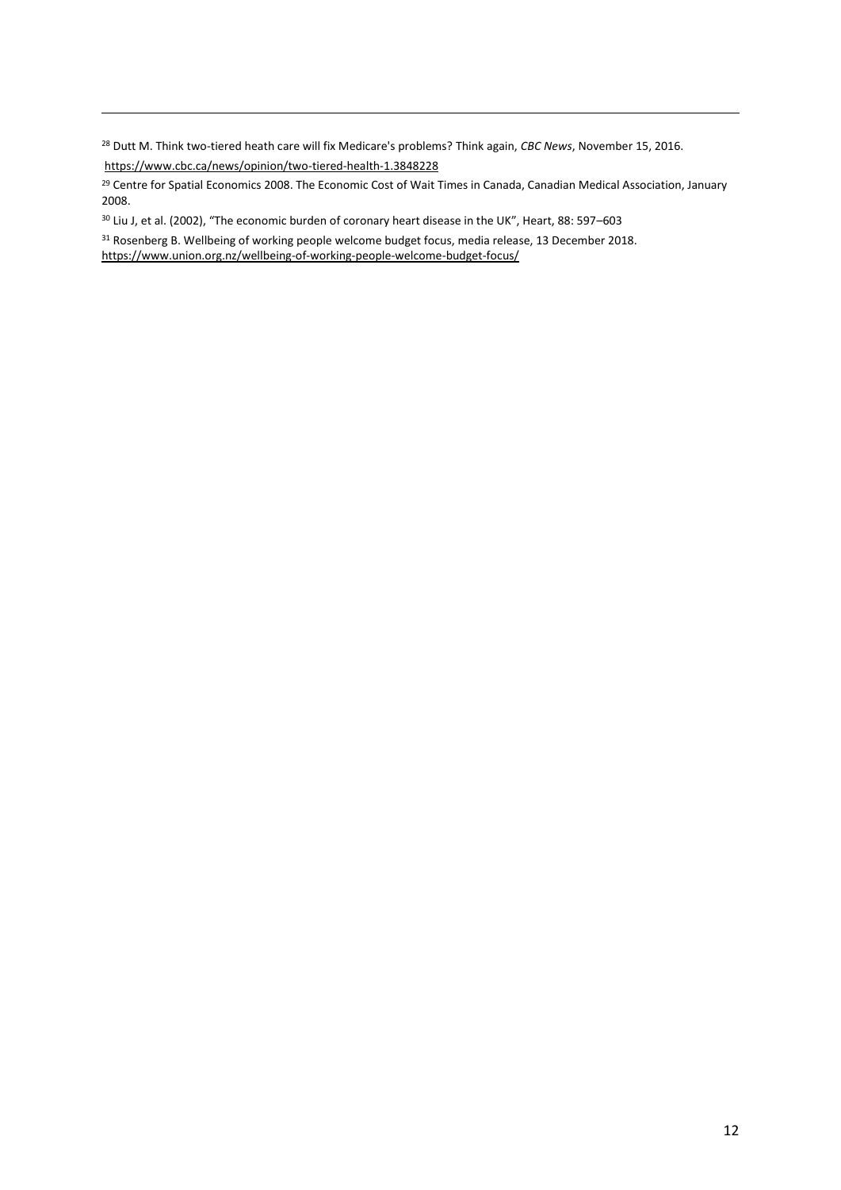[28] Dutt M. Think two-tiered heath care will fix Medicare's problems? Think again, *CBC News*, November 15, 2016. https://www.cbc.ca/news/opinion/two-tiered-health-1.3848228

[29] Centre for Spatial Economics 2008. The Economic Cost of Wait Times in Canada, Canadian Medical Association, January 2008.

[30] Liu J, et al. (2002), "The economic burden of coronary heart disease in the UK", Heart, 88: 597–603

[31] Rosenberg B. Wellbeing of working people welcome budget focus, media release, 13 December 2018. https://www.union.org.nz/wellbeing-of-working-people-welcome-budget-focus/